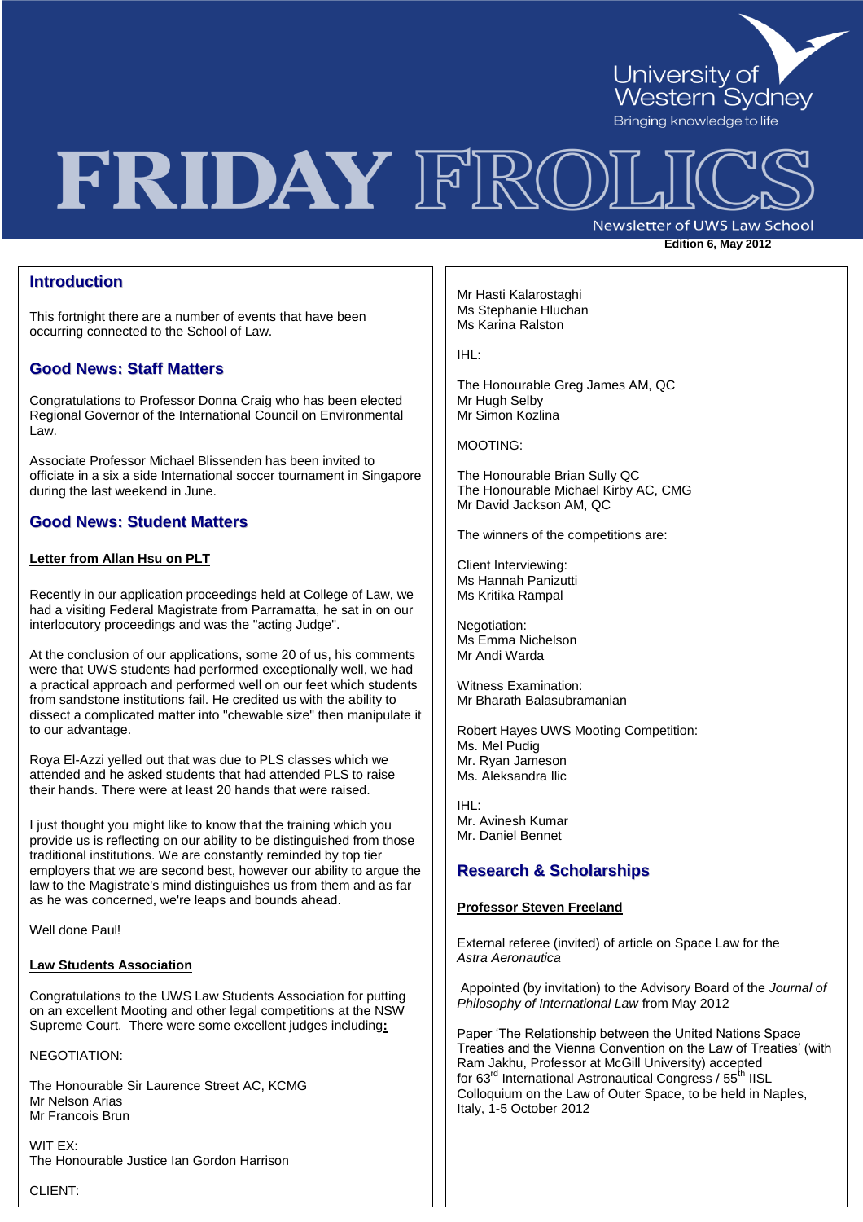# FRIDAY FROLICS

University of Western Sydney
Bringing knowledge to life

Newsletter of UWS Law School

**Edition 6, May 2012**

## Introduction

This fortnight there are a number of events that have been occurring connected to the School of Law.

## Good News: Staff Matters

Congratulations to Professor Donna Craig who has been elected Regional Governor of the International Council on Environmental Law.

Associate Professor Michael Blissenden has been invited to officiate in a six a side International soccer tournament in Singapore during the last weekend in June.

## Good News: Student Matters

**Letter from Allan Hsu on PLT**

Recently in our application proceedings held at College of Law, we had a visiting Federal Magistrate from Parramatta, he sat in on our interlocutory proceedings and was the "acting Judge".

At the conclusion of our applications, some 20 of us, his comments were that UWS students had performed exceptionally well, we had a practical approach and performed well on our feet which students from sandstone institutions fail. He credited us with the ability to dissect a complicated matter into "chewable size" then manipulate it to our advantage.

Roya El-Azzi yelled out that was due to PLS classes which we attended and he asked students that had attended PLS to raise their hands. There were at least 20 hands that were raised.

I just thought you might like to know that the training which you provide us is reflecting on our ability to be distinguished from those traditional institutions. We are constantly reminded by top tier employers that we are second best, however our ability to argue the law to the Magistrate's mind distinguishes us from them and as far as he was concerned, we're leaps and bounds ahead.

Well done Paul!

**Law Students Association**

Congratulations to the UWS Law Students Association for putting on an excellent Mooting and other legal competitions at the NSW Supreme Court. There were some excellent judges including:

NEGOTIATION:

The Honourable Sir Laurence Street AC, KCMG
Mr Nelson Arias
Mr Francois Brun

WIT EX:
The Honourable Justice Ian Gordon Harrison

CLIENT:

Mr Hasti Kalarostaghi
Ms Stephanie Hluchan
Ms Karina Ralston

IHL:

The Honourable Greg James AM, QC
Mr Hugh Selby
Mr Simon Kozlina

MOOTING:

The Honourable Brian Sully QC
The Honourable Michael Kirby AC, CMG
Mr David Jackson AM, QC

The winners of the competitions are:

Client Interviewing:
Ms Hannah Panizutti
Ms Kritika Rampal

Negotiation:
Ms Emma Nichelson
Mr Andi Warda

Witness Examination:
Mr Bharath Balasubramanian

Robert Hayes UWS Mooting Competition:
Ms. Mel Pudig
Mr. Ryan Jameson
Ms. Aleksandra Ilic

IHL:
Mr. Avinesh Kumar
Mr. Daniel Bennet

## Research & Scholarships

**Professor Steven Freeland**

External referee (invited) of article on Space Law for the *Astra Aeronautica*

Appointed (by invitation) to the Advisory Board of the *Journal of Philosophy of International Law* from May 2012

Paper 'The Relationship between the United Nations Space Treaties and the Vienna Convention on the Law of Treaties' (with Ram Jakhu, Professor at McGill University) accepted for 63rd International Astronautical Congress / 55th IISL Colloquium on the Law of Outer Space, to be held in Naples, Italy, 1-5 October 2012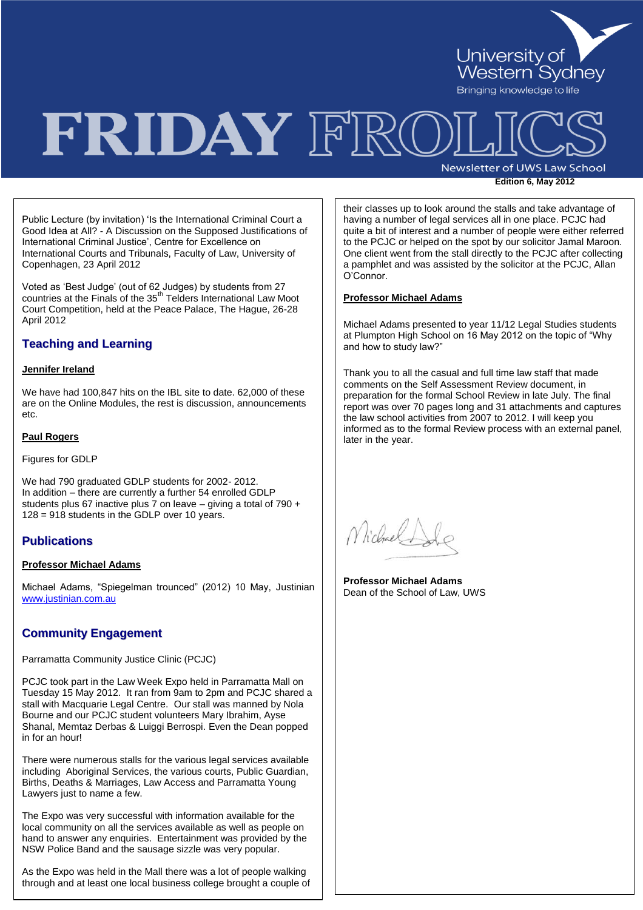# FRIDAY FROLICS

Newsletter of UWS Law School

**Edition 6, May 2012**

Public Lecture (by invitation) 'Is the International Criminal Court a Good Idea at All? - A Discussion on the Supposed Justifications of International Criminal Justice', Centre for Excellence on International Courts and Tribunals, Faculty of Law, University of Copenhagen, 23 April 2012

Voted as 'Best Judge' (out of 62 Judges) by students from 27 countries at the Finals of the 35th Telders International Law Moot Court Competition, held at the Peace Palace, The Hague, 26-28 April 2012

## Teaching and Learning

**Jennifer Ireland**

We have had 100,847 hits on the IBL site to date. 62,000 of these are on the Online Modules, the rest is discussion, announcements etc.

**Paul Rogers**

Figures for GDLP

We had 790 graduated GDLP students for 2002- 2012.
In addition – there are currently a further 54 enrolled GDLP students plus 67 inactive plus 7 on leave – giving a total of 790 + 128 = 918 students in the GDLP over 10 years.

## Publications

**Professor Michael Adams**

Michael Adams, "Spiegelman trounced" (2012) 10 May, Justinian www.justinian.com.au

## Community Engagement

Parramatta Community Justice Clinic (PCJC)

PCJC took part in the Law Week Expo held in Parramatta Mall on Tuesday 15 May 2012. It ran from 9am to 2pm and PCJC shared a stall with Macquarie Legal Centre. Our stall was manned by Nola Bourne and our PCJC student volunteers Mary Ibrahim, Ayse Shanal, Memtaz Derbas & Luiggi Berrospi. Even the Dean popped in for an hour!

There were numerous stalls for the various legal services available including Aboriginal Services, the various courts, Public Guardian, Births, Deaths & Marriages, Law Access and Parramatta Young Lawyers just to name a few.

The Expo was very successful with information available for the local community on all the services available as well as people on hand to answer any enquiries. Entertainment was provided by the NSW Police Band and the sausage sizzle was very popular.

As the Expo was held in the Mall there was a lot of people walking through and at least one local business college brought a couple of their classes up to look around the stalls and take advantage of having a number of legal services all in one place. PCJC had quite a bit of interest and a number of people were either referred to the PCJC or helped on the spot by our solicitor Jamal Maroon. One client went from the stall directly to the PCJC after collecting a pamphlet and was assisted by the solicitor at the PCJC, Allan O'Connor.

**Professor Michael Adams**

Michael Adams presented to year 11/12 Legal Studies students at Plumpton High School on 16 May 2012 on the topic of "Why and how to study law?"

Thank you to all the casual and full time law staff that made comments on the Self Assessment Review document, in preparation for the formal School Review in late July. The final report was over 70 pages long and 31 attachments and captures the law school activities from 2007 to 2012. I will keep you informed as to the formal Review process with an external panel, later in the year.

**Professor Michael Adams**
Dean of the School of Law, UWS